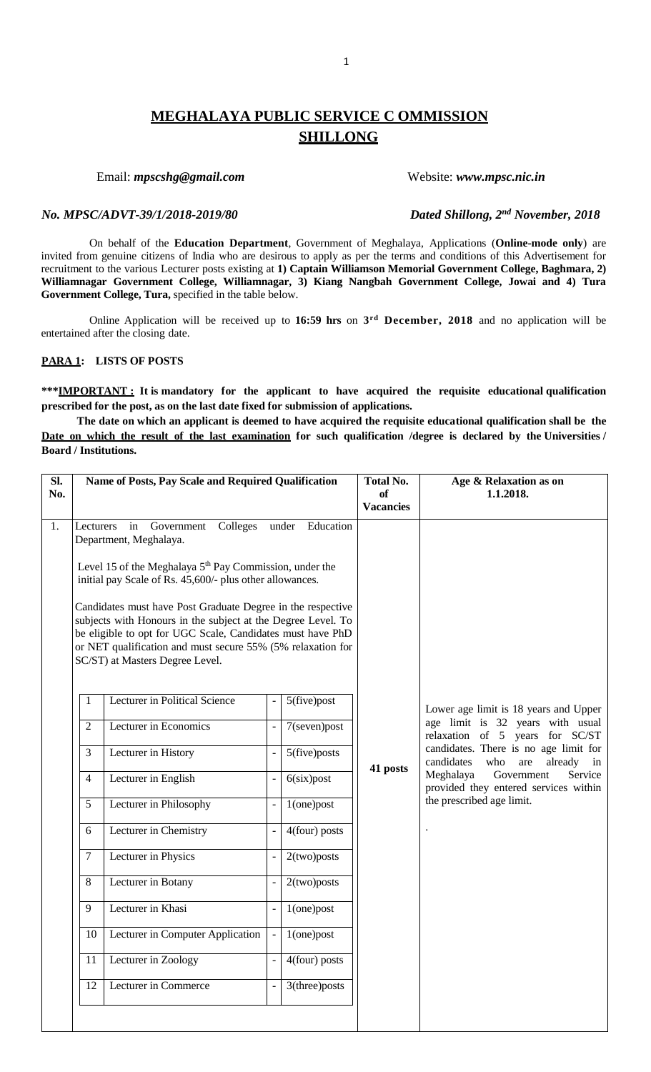# MEGHALAYA PUBLIC SERVICE C OMMISSION
## SHILLONG

Email: ***mpscshg@gmail.com*** Website: ***www.mpsc.nic.in***

***No. MPSC/ADVT-39/1/2018-2019/80*** ***Dated Shillong, 2nd November, 2018***

On behalf of the **Education Department**, Government of Meghalaya, Applications (**Online-mode only**) are invited from genuine citizens of India who are desirous to apply as per the terms and conditions of this Advertisement for recruitment to the various Lecturer posts existing at **1) Captain Williamson Memorial Government College, Baghmara, 2) Williamnagar Government College, Williamnagar, 3) Kiang Nangbah Government College, Jowai and 4) Tura Government College, Tura,** specified in the table below.

Online Application will be received up to **16:59 hrs** on **3rd December, 2018** and no application will be entertained after the closing date.

**PARA 1: LISTS OF POSTS**

**\*\*\*IMPORTANT : It is mandatory for the applicant to have acquired the requisite educational qualification prescribed for the post, as on the last date fixed for submission of applications.**

**The date on which an applicant is deemed to have acquired the requisite educational qualification shall be the Date on which the result of the last examination for such qualification /degree is declared by the Universities / Board / Institutions.**

| Sl. No. | Name of Posts, Pay Scale and Required Qualification | Total No. of Vacancies | Age & Relaxation as on 1.1.2018. |
|---|---|---|---|
| 1. | Lecturers in Government Colleges under Education Department, Meghalaya.<br><br>Level 15 of the Meghalaya 5th Pay Commission, under the initial pay Scale of Rs. 45,600/- plus other allowances.<br><br>Candidates must have Post Graduate Degree in the respective subjects with Honours in the subject at the Degree Level. To be eligible to opt for UGC Scale, Candidates must have PhD or NET qualification and must secure 55% (5% relaxation for SC/ST) at Masters Degree Level.<br><br>1. Lecturer in Political Science - 5(five)post<br>2. Lecturer in Economics - 7(seven)post<br>3. Lecturer in History - 5(five)posts<br>4. Lecturer in English - 6(six)post<br>5. Lecturer in Philosophy - 1(one)post<br>6. Lecturer in Chemistry - 4(four) posts<br>7. Lecturer in Physics - 2(two)posts<br>8. Lecturer in Botany - 2(two)posts<br>9. Lecturer in Khasi - 1(one)post<br>10. Lecturer in Computer Application - 1(one)post<br>11. Lecturer in Zoology - 4(four) posts<br>12. Lecturer in Commerce - 3(three)posts | 41 posts | Lower age limit is 18 years and Upper age limit is 32 years with usual relaxation of 5 years for SC/ST candidates. There is no age limit for candidates who are already in Meghalaya Government Service provided they entered services within the prescribed age limit.<br><br>. |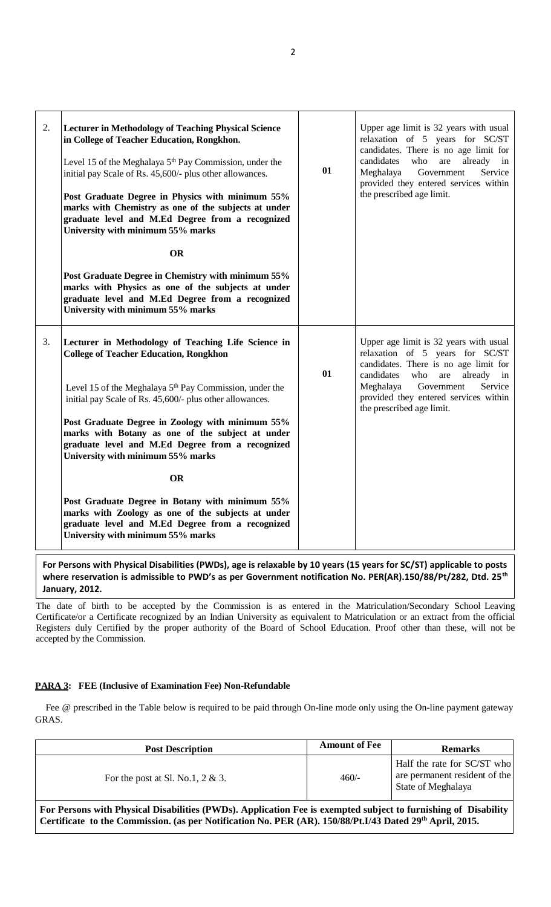| | | | |
|---|---|---|---|
| 2. | **Lecturer in Methodology of Teaching Physical Science in College of Teacher Education, Rongkhon.**<br><br>Level 15 of the Meghalaya 5th Pay Commission, under the initial pay Scale of Rs. 45,600/- plus other allowances.<br><br>**Post Graduate Degree in Physics with minimum 55% marks with Chemistry as one of the subjects at under graduate level and M.Ed Degree from a recognized University with minimum 55% marks**<br><br>**OR**<br><br>**Post Graduate Degree in Chemistry with minimum 55% marks with Physics as one of the subjects at under graduate level and M.Ed Degree from a recognized University with minimum 55% marks** | **01** | Upper age limit is 32 years with usual relaxation of 5 years for SC/ST candidates. There is no age limit for candidates who are already in Meghalaya Government Service provided they entered services within the prescribed age limit. |
| 3. | **Lecturer in Methodology of Teaching Life Science in College of Teacher Education, Rongkhon**<br><br>Level 15 of the Meghalaya 5th Pay Commission, under the initial pay Scale of Rs. 45,600/- plus other allowances.<br><br>**Post Graduate Degree in Zoology with minimum 55% marks with Botany as one of the subject at under graduate level and M.Ed Degree from a recognized University with minimum 55% marks**<br><br>**OR**<br><br>**Post Graduate Degree in Botany with minimum 55% marks with Zoology as one of the subjects at under graduate level and M.Ed Degree from a recognized University with minimum 55% marks** | **01** | Upper age limit is 32 years with usual relaxation of 5 years for SC/ST candidates. There is no age limit for candidates who are already in Meghalaya Government Service provided they entered services within the prescribed age limit. |

**For Persons with Physical Disabilities (PWDs), age is relaxable by 10 years (15 years for SC/ST) applicable to posts where reservation is admissible to PWD's as per Government notification No. PER(AR).150/88/Pt/282, Dtd. 25th January, 2012.**

The date of birth to be accepted by the Commission is as entered in the Matriculation/Secondary School Leaving Certificate/or a Certificate recognized by an Indian University as equivalent to Matriculation or an extract from the official Registers duly Certified by the proper authority of the Board of School Education. Proof other than these, will not be accepted by the Commission.

**PARA 3: FEE (Inclusive of Examination Fee) Non-Refundable**

Fee @ prescribed in the Table below is required to be paid through On-line mode only using the On-line payment gateway GRAS.

| Post Description | Amount of Fee | Remarks |
|---|---|---|
| For the post at Sl. No.1, 2 & 3. | 460/- | Half the rate for SC/ST who are permanent resident of the State of Meghalaya |

**For Persons with Physical Disabilities (PWDs). Application Fee is exempted subject to furnishing of Disability Certificate to the Commission. (as per Notification No. PER (AR). 150/88/Pt.I/43 Dated 29th April, 2015.**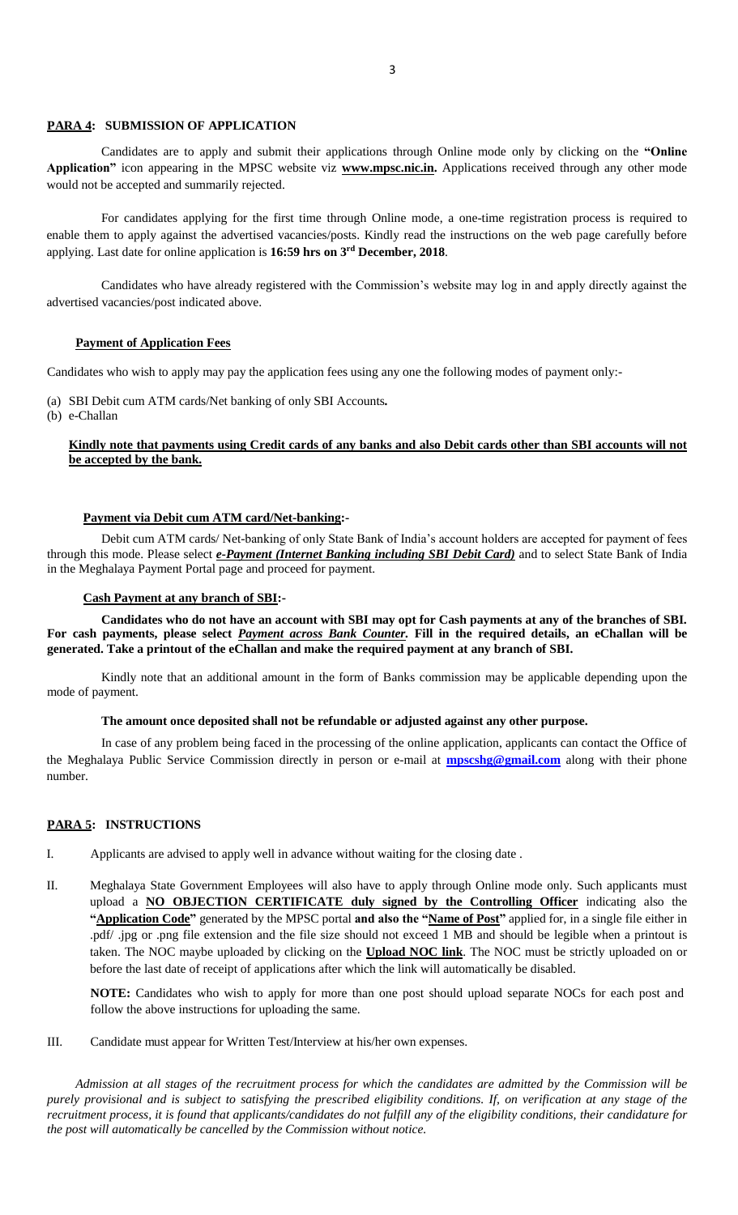## **PARA 4: SUBMISSION OF APPLICATION**

Candidates are to apply and submit their applications through Online mode only by clicking on the **"Online Application"** icon appearing in the MPSC website viz **www.mpsc.nic.in.** Applications received through any other mode would not be accepted and summarily rejected.

For candidates applying for the first time through Online mode, a one-time registration process is required to enable them to apply against the advertised vacancies/posts. Kindly read the instructions on the web page carefully before applying. Last date for online application is **16:59 hrs on 3rd December, 2018**.

Candidates who have already registered with the Commission's website may log in and apply directly against the advertised vacancies/post indicated above.

**Payment of Application Fees**

Candidates who wish to apply may pay the application fees using any one the following modes of payment only:-

(a) SBI Debit cum ATM cards/Net banking of only SBI Accounts**.**
(b) e-Challan

**Kindly note that payments using Credit cards of any banks and also Debit cards other than SBI accounts will not be accepted by the bank.**

**Payment via Debit cum ATM card/Net-banking:-**

Debit cum ATM cards/ Net-banking of only State Bank of India's account holders are accepted for payment of fees through this mode. Please select ***e-Payment (Internet Banking including SBI Debit Card)*** and to select State Bank of India in the Meghalaya Payment Portal page and proceed for payment.

**Cash Payment at any branch of SBI:-**

**Candidates who do not have an account with SBI may opt for Cash payments at any of the branches of SBI. For cash payments, please select *Payment across Bank Counter.* Fill in the required details, an eChallan will be generated. Take a printout of the eChallan and make the required payment at any branch of SBI.**

Kindly note that an additional amount in the form of Banks commission may be applicable depending upon the mode of payment.

**The amount once deposited shall not be refundable or adjusted against any other purpose.**

In case of any problem being faced in the processing of the online application, applicants can contact the Office of the Meghalaya Public Service Commission directly in person or e-mail at **mpscshg@gmail.com** along with their phone number.

## **PARA 5: INSTRUCTIONS**

I. Applicants are advised to apply well in advance without waiting for the closing date .

II. Meghalaya State Government Employees will also have to apply through Online mode only. Such applicants must upload a **NO OBJECTION CERTIFICATE duly signed by the Controlling Officer** indicating also the **"Application Code"** generated by the MPSC portal **and also the "Name of Post"** applied for, in a single file either in .pdf/ .jpg or .png file extension and the file size should not exceed 1 MB and should be legible when a printout is taken. The NOC maybe uploaded by clicking on the **Upload NOC link**. The NOC must be strictly uploaded on or before the last date of receipt of applications after which the link will automatically be disabled.

   **NOTE:** Candidates who wish to apply for more than one post should upload separate NOCs for each post and follow the above instructions for uploading the same.

III. Candidate must appear for Written Test/Interview at his/her own expenses.

*Admission at all stages of the recruitment process for which the candidates are admitted by the Commission will be purely provisional and is subject to satisfying the prescribed eligibility conditions. If, on verification at any stage of the recruitment process, it is found that applicants/candidates do not fulfill any of the eligibility conditions, their candidature for the post will automatically be cancelled by the Commission without notice.*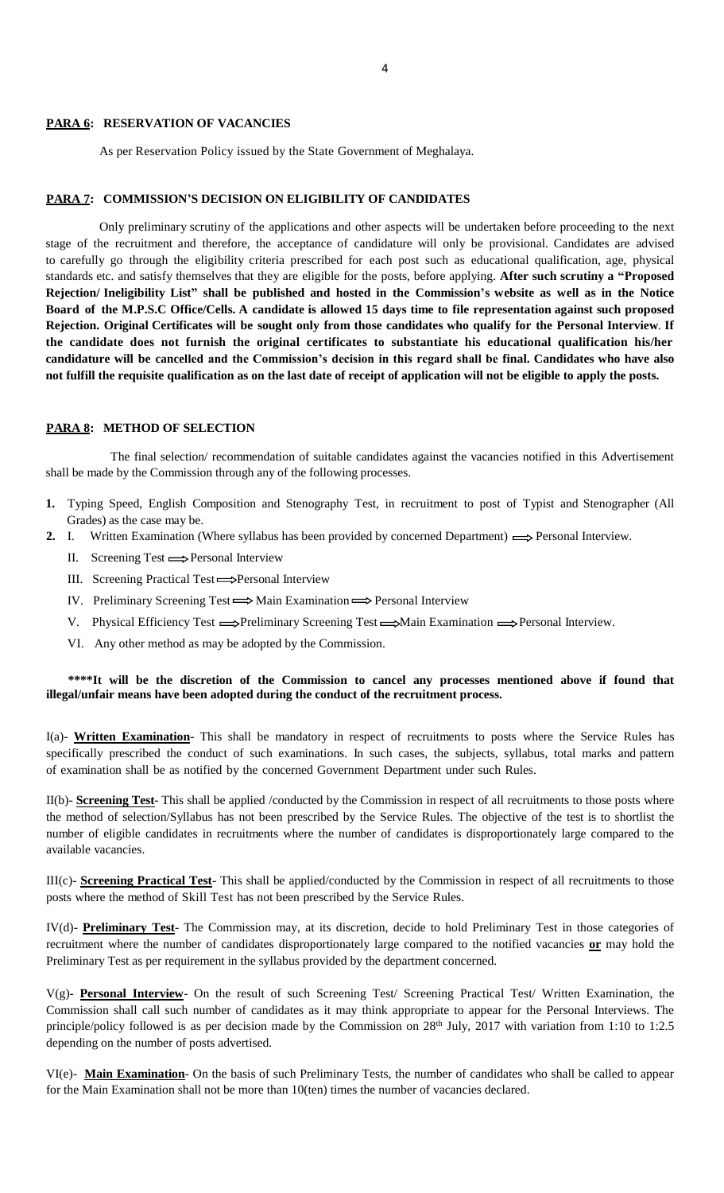**PARA 6: RESERVATION OF VACANCIES**

As per Reservation Policy issued by the State Government of Meghalaya.

**PARA 7: COMMISSION'S DECISION ON ELIGIBILITY OF CANDIDATES**

Only preliminary scrutiny of the applications and other aspects will be undertaken before proceeding to the next stage of the recruitment and therefore, the acceptance of candidature will only be provisional. Candidates are advised to carefully go through the eligibility criteria prescribed for each post such as educational qualification, age, physical standards etc. and satisfy themselves that they are eligible for the posts, before applying. **After such scrutiny a "Proposed Rejection/ Ineligibility List" shall be published and hosted in the Commission's website as well as in the Notice Board of the M.P.S.C Office/Cells. A candidate is allowed 15 days time to file representation against such proposed Rejection. Original Certificates will be sought only from those candidates who qualify for the Personal Interview**. **If the candidate does not furnish the original certificates to substantiate his educational qualification his/her candidature will be cancelled and the Commission's decision in this regard shall be final. Candidates who have also not fulfill the requisite qualification as on the last date of receipt of application will not be eligible to apply the posts.**

**PARA 8: METHOD OF SELECTION**

The final selection/ recommendation of suitable candidates against the vacancies notified in this Advertisement shall be made by the Commission through any of the following processes.

1. Typing Speed, English Composition and Stenography Test, in recruitment to post of Typist and Stenographer (All Grades) as the case may be.
2. I. Written Examination (Where syllabus has been provided by concerned Department) ⟹ Personal Interview.
   II. Screening Test ⟹ Personal Interview
   III. Screening Practical Test ⟹ Personal Interview
   IV. Preliminary Screening Test ⟹ Main Examination ⟹ Personal Interview
   V. Physical Efficiency Test ⟹ Preliminary Screening Test ⟹ Main Examination ⟹ Personal Interview.
   VI. Any other method as may be adopted by the Commission.

**\*\*\*\*It will be the discretion of the Commission to cancel any processes mentioned above if found that illegal/unfair means have been adopted during the conduct of the recruitment process.**

I(a)- **Written Examination**- This shall be mandatory in respect of recruitments to posts where the Service Rules has specifically prescribed the conduct of such examinations. In such cases, the subjects, syllabus, total marks and pattern of examination shall be as notified by the concerned Government Department under such Rules.

II(b)- **Screening Test**- This shall be applied /conducted by the Commission in respect of all recruitments to those posts where the method of selection/Syllabus has not been prescribed by the Service Rules. The objective of the test is to shortlist the number of eligible candidates in recruitments where the number of candidates is disproportionately large compared to the available vacancies.

III(c)- **Screening Practical Test**- This shall be applied/conducted by the Commission in respect of all recruitments to those posts where the method of Skill Test has not been prescribed by the Service Rules.

IV(d)- **Preliminary Test**- The Commission may, at its discretion, decide to hold Preliminary Test in those categories of recruitment where the number of candidates disproportionately large compared to the notified vacancies **or** may hold the Preliminary Test as per requirement in the syllabus provided by the department concerned.

V(g)- **Personal Interview**- On the result of such Screening Test/ Screening Practical Test/ Written Examination, the Commission shall call such number of candidates as it may think appropriate to appear for the Personal Interviews. The principle/policy followed is as per decision made by the Commission on 28th July, 2017 with variation from 1:10 to 1:2.5 depending on the number of posts advertised.

VI(e)- **Main Examination**- On the basis of such Preliminary Tests, the number of candidates who shall be called to appear for the Main Examination shall not be more than 10(ten) times the number of vacancies declared.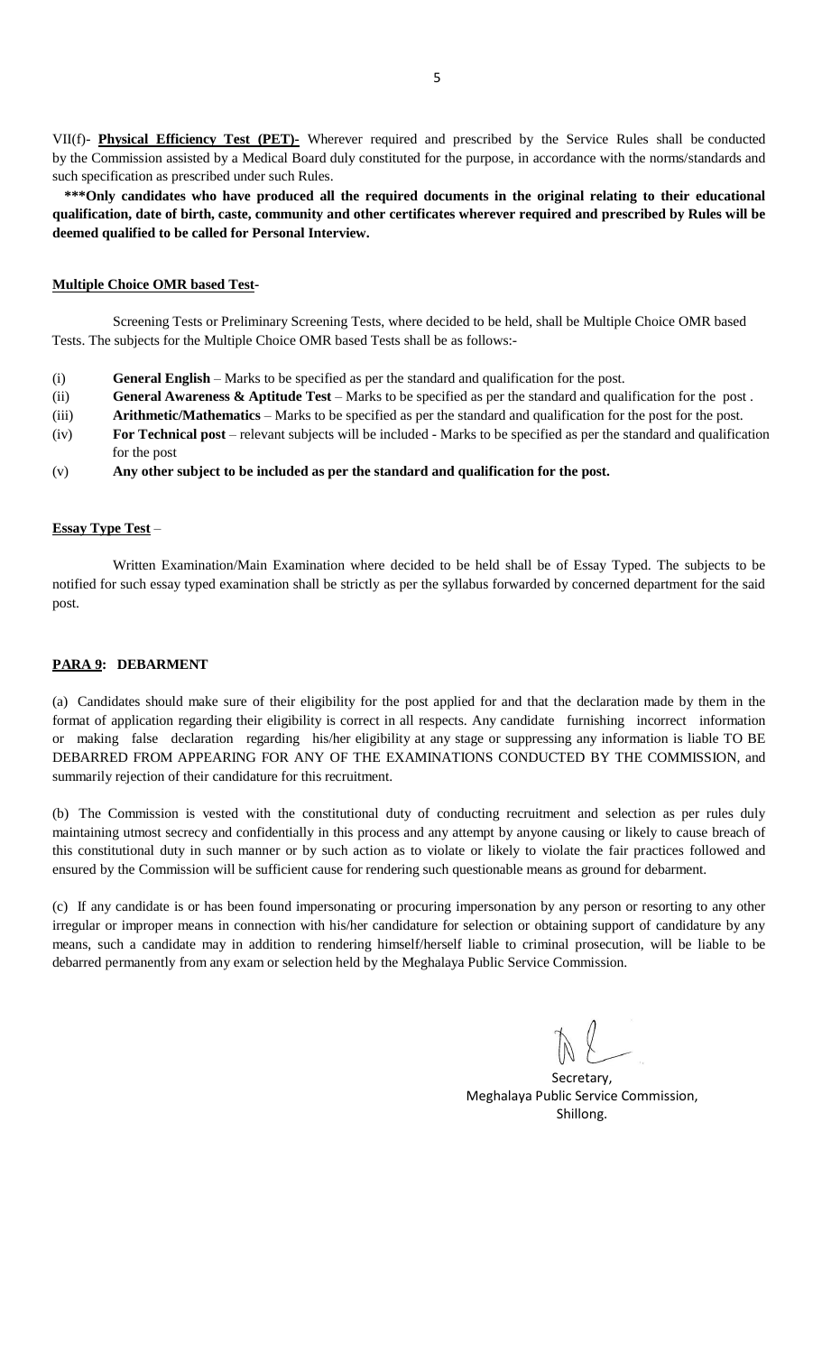VII(f)- **Physical Efficiency Test (PET)-** Wherever required and prescribed by the Service Rules shall be conducted by the Commission assisted by a Medical Board duly constituted for the purpose, in accordance with the norms/standards and such specification as prescribed under such Rules.

**\*\*\*Only candidates who have produced all the required documents in the original relating to their educational qualification, date of birth, caste, community and other certificates wherever required and prescribed by Rules will be deemed qualified to be called for Personal Interview.**

**Multiple Choice OMR based Test-**

Screening Tests or Preliminary Screening Tests, where decided to be held, shall be Multiple Choice OMR based Tests. The subjects for the Multiple Choice OMR based Tests shall be as follows:-

(i) **General English** – Marks to be specified as per the standard and qualification for the post.

(ii) **General Awareness & Aptitude Test** – Marks to be specified as per the standard and qualification for the post .

(iii) **Arithmetic/Mathematics** – Marks to be specified as per the standard and qualification for the post for the post.

(iv) **For Technical post** – relevant subjects will be included - Marks to be specified as per the standard and qualification for the post

(v) **Any other subject to be included as per the standard and qualification for the post.**

**Essay Type Test** –

Written Examination/Main Examination where decided to be held shall be of Essay Typed. The subjects to be notified for such essay typed examination shall be strictly as per the syllabus forwarded by concerned department for the said post.

## PARA 9: DEBARMENT

(a) Candidates should make sure of their eligibility for the post applied for and that the declaration made by them in the format of application regarding their eligibility is correct in all respects. Any candidate furnishing incorrect information or making false declaration regarding his/her eligibility at any stage or suppressing any information is liable TO BE DEBARRED FROM APPEARING FOR ANY OF THE EXAMINATIONS CONDUCTED BY THE COMMISSION, and summarily rejection of their candidature for this recruitment.

(b) The Commission is vested with the constitutional duty of conducting recruitment and selection as per rules duly maintaining utmost secrecy and confidentially in this process and any attempt by anyone causing or likely to cause breach of this constitutional duty in such manner or by such action as to violate or likely to violate the fair practices followed and ensured by the Commission will be sufficient cause for rendering such questionable means as ground for debarment.

(c) If any candidate is or has been found impersonating or procuring impersonation by any person or resorting to any other irregular or improper means in connection with his/her candidature for selection or obtaining support of candidature by any means, such a candidate may in addition to rendering himself/herself liable to criminal prosecution, will be liable to be debarred permanently from any exam or selection held by the Meghalaya Public Service Commission.

Secretary,
Meghalaya Public Service Commission,
Shillong.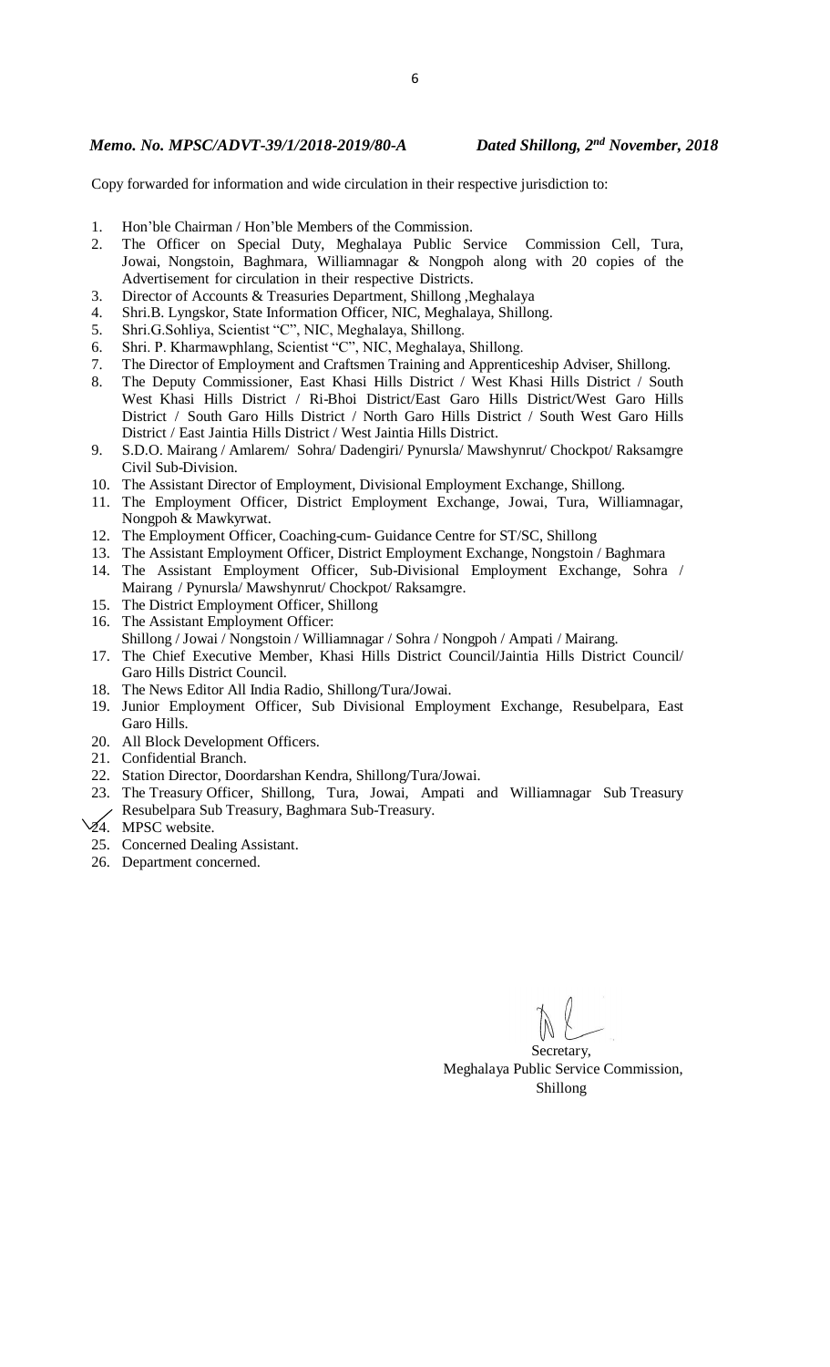*Memo. No. MPSC/ADVT-39/1/2018-2019/80-A* *Dated Shillong, 2nd November, 2018*

Copy forwarded for information and wide circulation in their respective jurisdiction to:

1. Hon'ble Chairman / Hon'ble Members of the Commission.
2. The Officer on Special Duty, Meghalaya Public Service Commission Cell, Tura, Jowai, Nongstoin, Baghmara, Williamnagar & Nongpoh along with 20 copies of the Advertisement for circulation in their respective Districts.
3. Director of Accounts & Treasuries Department, Shillong ,Meghalaya
4. Shri.B. Lyngskor, State Information Officer, NIC, Meghalaya, Shillong.
5. Shri.G.Sohliya, Scientist "C", NIC, Meghalaya, Shillong.
6. Shri. P. Kharmawphlang, Scientist "C", NIC, Meghalaya, Shillong.
7. The Director of Employment and Craftsmen Training and Apprenticeship Adviser, Shillong.
8. The Deputy Commissioner, East Khasi Hills District / West Khasi Hills District / South West Khasi Hills District / Ri-Bhoi District/East Garo Hills District/West Garo Hills District / South Garo Hills District / North Garo Hills District / South West Garo Hills District / East Jaintia Hills District / West Jaintia Hills District.
9. S.D.O. Mairang / Amlarem/ Sohra/ Dadengiri/ Pynursla/ Mawshynrut/ Chockpot/ Raksamgre Civil Sub-Division.
10. The Assistant Director of Employment, Divisional Employment Exchange, Shillong.
11. The Employment Officer, District Employment Exchange, Jowai, Tura, Williamnagar, Nongpoh & Mawkyrwat.
12. The Employment Officer, Coaching-cum- Guidance Centre for ST/SC, Shillong
13. The Assistant Employment Officer, District Employment Exchange, Nongstoin / Baghmara
14. The Assistant Employment Officer, Sub-Divisional Employment Exchange, Sohra / Mairang / Pynursla/ Mawshynrut/ Chockpot/ Raksamgre.
15. The District Employment Officer, Shillong
16. The Assistant Employment Officer:
 Shillong / Jowai / Nongstoin / Williamnagar / Sohra / Nongpoh / Ampati / Mairang.
17. The Chief Executive Member, Khasi Hills District Council/Jaintia Hills District Council/ Garo Hills District Council.
18. The News Editor All India Radio, Shillong/Tura/Jowai.
19. Junior Employment Officer, Sub Divisional Employment Exchange, Resubelpara, East Garo Hills.
20. All Block Development Officers.
21. Confidential Branch.
22. Station Director, Doordarshan Kendra, Shillong/Tura/Jowai.
23. The Treasury Officer, Shillong, Tura, Jowai, Ampati and Williamnagar Sub Treasury Resubelpara Sub Treasury, Baghmara Sub-Treasury.
24. MPSC website.
25. Concerned Dealing Assistant.
26. Department concerned.

Secretary,
Meghalaya Public Service Commission,
Shillong